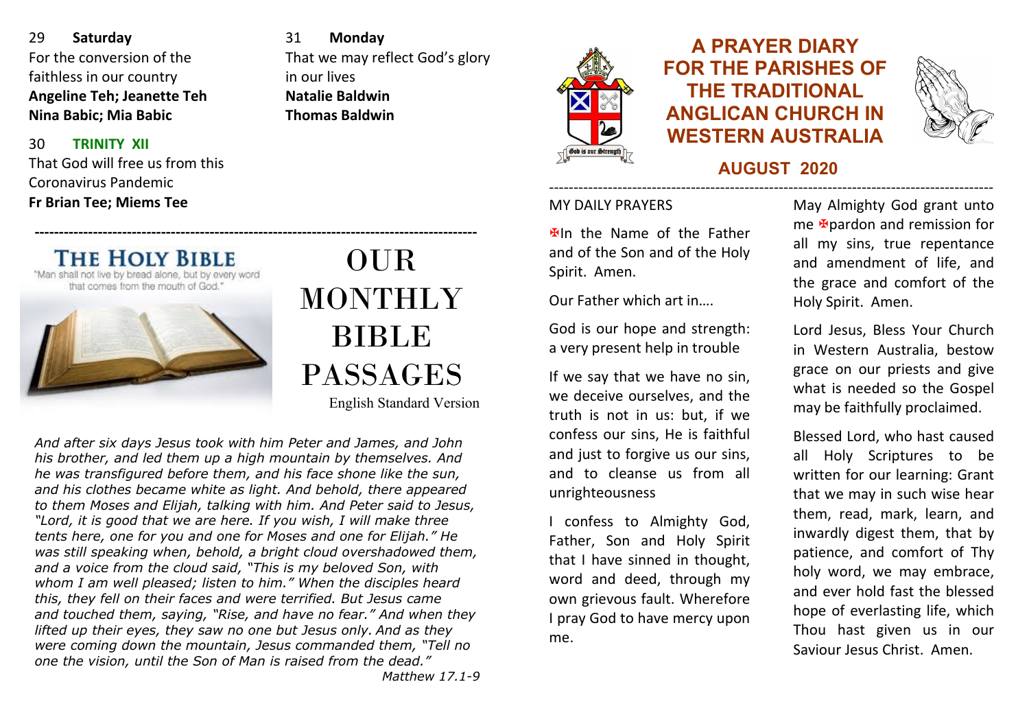29 **Saturday**
For the conversion of the faithless in our country
**Angeline Teh; Jeanette Teh**
**Nina Babic; Mia Babic**

30 **TRINITY XII**
That God will free us from this Coronavirus Pandemic
**Fr Brian Tee; Miems Tee**

31 **Monday**
That we may reflect God's glory in our lives
**Natalie Baldwin**
**Thomas Baldwin**

---

THE HOLY BIBLE
"Man shall not live by bread alone, but by every word that comes from the mouth of God."

# OUR MONTHLY BIBLE PASSAGES

English Standard Version

*And after six days Jesus took with him Peter and James, and John his brother, and led them up a high mountain by themselves. And he was transfigured before them, and his face shone like the sun, and his clothes became white as light. And behold, there appeared to them Moses and Elijah, talking with him. And Peter said to Jesus, "Lord, it is good that we are here. If you wish, I will make three tents here, one for you and one for Moses and one for Elijah." He was still speaking when, behold, a bright cloud overshadowed them, and a voice from the cloud said, "This is my beloved Son, with whom I am well pleased; listen to him." When the disciples heard this, they fell on their faces and were terrified. But Jesus came and touched them, saying, "Rise, and have no fear." And when they lifted up their eyes, they saw no one but Jesus only. And as they were coming down the mountain, Jesus commanded them, "Tell no one the vision, until the Son of Man is raised from the dead."*

*Matthew 17.1-9*

God is our Strength

# A PRAYER DIARY FOR THE PARISHES OF THE TRADITIONAL ANGLICAN CHURCH IN WESTERN AUSTRALIA

## AUGUST 2020

---

MY DAILY PRAYERS

✠In the Name of the Father and of the Son and of the Holy Spirit. Amen.

Our Father which art in….

God is our hope and strength: a very present help in trouble

If we say that we have no sin, we deceive ourselves, and the truth is not in us: but, if we confess our sins, He is faithful and just to forgive us our sins, and to cleanse us from all unrighteousness

I confess to Almighty God, Father, Son and Holy Spirit that I have sinned in thought, word and deed, through my own grievous fault. Wherefore I pray God to have mercy upon me.

May Almighty God grant unto me ✠pardon and remission for all my sins, true repentance and amendment of life, and the grace and comfort of the Holy Spirit. Amen.

Lord Jesus, Bless Your Church in Western Australia, bestow grace on our priests and give what is needed so the Gospel may be faithfully proclaimed.

Blessed Lord, who hast caused all Holy Scriptures to be written for our learning: Grant that we may in such wise hear them, read, mark, learn, and inwardly digest them, that by patience, and comfort of Thy holy word, we may embrace, and ever hold fast the blessed hope of everlasting life, which Thou hast given us in our Saviour Jesus Christ. Amen.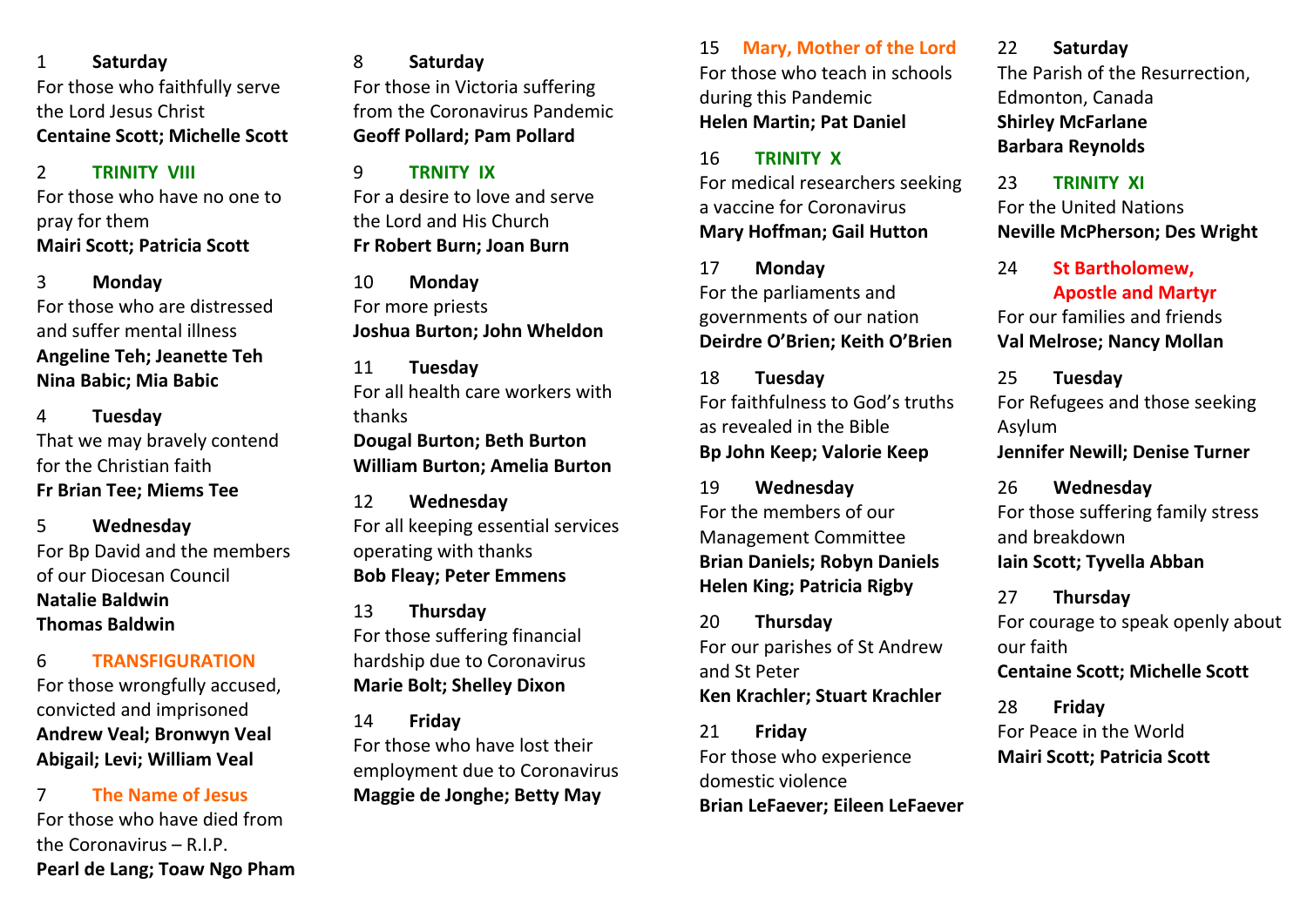1 **Saturday**
For those who faithfully serve the Lord Jesus Christ
**Centaine Scott; Michelle Scott**

2 **TRINITY VIII**
For those who have no one to pray for them
**Mairi Scott; Patricia Scott**

3 **Monday**
For those who are distressed and suffer mental illness
**Angeline Teh; Jeanette Teh**
**Nina Babic; Mia Babic**

4 **Tuesday**
That we may bravely contend for the Christian faith
**Fr Brian Tee; Miems Tee**

5 **Wednesday**
For Bp David and the members of our Diocesan Council
**Natalie Baldwin**
**Thomas Baldwin**

6 **TRANSFIGURATION**
For those wrongfully accused, convicted and imprisoned
**Andrew Veal; Bronwyn Veal**
**Abigail; Levi; William Veal**

7 **The Name of Jesus**
For those who have died from the Coronavirus – R.I.P.
**Pearl de Lang; Toaw Ngo Pham**

8 **Saturday**
For those in Victoria suffering from the Coronavirus Pandemic
**Geoff Pollard; Pam Pollard**

9 **TRNITY IX**
For a desire to love and serve the Lord and His Church
**Fr Robert Burn; Joan Burn**

10 **Monday**
For more priests
**Joshua Burton; John Wheldon**

11 **Tuesday**
For all health care workers with thanks
**Dougal Burton; Beth Burton**
**William Burton; Amelia Burton**

12 **Wednesday**
For all keeping essential services operating with thanks
**Bob Fleay; Peter Emmens**

13 **Thursday**
For those suffering financial hardship due to Coronavirus
**Marie Bolt; Shelley Dixon**

14 **Friday**
For those who have lost their employment due to Coronavirus
**Maggie de Jonghe; Betty May**

15 **Mary, Mother of the Lord**
For those who teach in schools during this Pandemic
**Helen Martin; Pat Daniel**

16 **TRINITY X**
For medical researchers seeking a vaccine for Coronavirus
**Mary Hoffman; Gail Hutton**

17 **Monday**
For the parliaments and governments of our nation
**Deirdre O'Brien; Keith O'Brien**

18 **Tuesday**
For faithfulness to God's truths as revealed in the Bible
**Bp John Keep; Valorie Keep**

19 **Wednesday**
For the members of our Management Committee
**Brian Daniels; Robyn Daniels**
**Helen King; Patricia Rigby**

20 **Thursday**
For our parishes of St Andrew and St Peter
**Ken Krachler; Stuart Krachler**

21 **Friday**
For those who experience domestic violence
**Brian LeFaever; Eileen LeFaever**

22 **Saturday**
The Parish of the Resurrection, Edmonton, Canada
**Shirley McFarlane**
**Barbara Reynolds**

23 **TRINITY XI**
For the United Nations
**Neville McPherson; Des Wright**

24 **St Bartholomew, Apostle and Martyr**
For our families and friends
**Val Melrose; Nancy Mollan**

25 **Tuesday**
For Refugees and those seeking Asylum
**Jennifer Newill; Denise Turner**

26 **Wednesday**
For those suffering family stress and breakdown
**Iain Scott; Tyvella Abban**

27 **Thursday**
For courage to speak openly about our faith
**Centaine Scott; Michelle Scott**

28 **Friday**
For Peace in the World
**Mairi Scott; Patricia Scott**